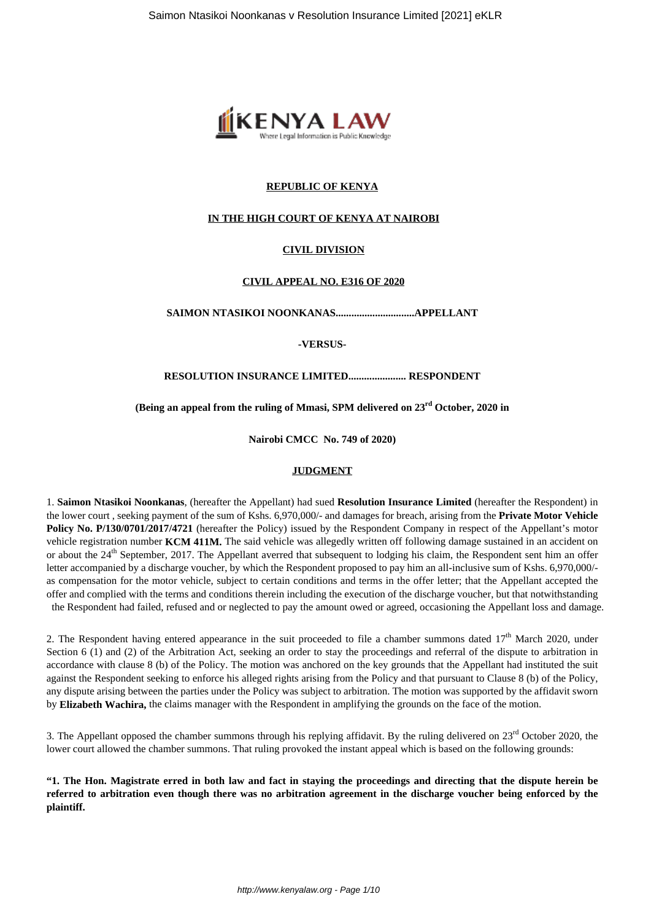**REPUBLIC OF KENYA**

**IN THE HIGH COURT OF KENYA AT NAIROBI**

**CIVIL DIVISION**

**CIVIL APPEAL NO. E316 OF 2020**

**SAIMON NTASIKOI NOONKANAS..............................APPELLANT**

**-VERSUS-**

**RESOLUTION INSURANCE LIMITED...................... RESPONDENT**

**(Being an appeal from the ruling of Mmasi, SPM delivered on 23rd October, 2020 in**

**Nairobi CMCC No. 749 of 2020)**

**JUDGMENT**

1. **Saimon Ntasikoi Noonkanas**, (hereafter the Appellant) had sued **Resolution Insurance Limited** (hereafter the Respondent) in the lower court , seeking payment of the sum of Kshs. 6,970,000/- and damages for breach, arising from the **Private Motor Vehicle Policy No. P/130/0701/2017/4721** (hereafter the Policy) issued by the Respondent Company in respect of the Appellant's motor vehicle registration number **KCM 411M.** The said vehicle was allegedly written off following damage sustained in an accident on or about the 24th September, 2017. The Appellant averred that subsequent to lodging his claim, the Respondent sent him an offer letter accompanied by a discharge voucher, by which the Respondent proposed to pay him an all-inclusive sum of Kshs. 6,970,000/- as compensation for the motor vehicle, subject to certain conditions and terms in the offer letter; that the Appellant accepted the offer and complied with the terms and conditions therein including the execution of the discharge voucher, but that notwithstanding the Respondent had failed, refused and or neglected to pay the amount owed or agreed, occasioning the Appellant loss and damage.

2. The Respondent having entered appearance in the suit proceeded to file a chamber summons dated 17th March 2020, under Section 6 (1) and (2) of the Arbitration Act, seeking an order to stay the proceedings and referral of the dispute to arbitration in accordance with clause 8 (b) of the Policy. The motion was anchored on the key grounds that the Appellant had instituted the suit against the Respondent seeking to enforce his alleged rights arising from the Policy and that pursuant to Clause 8 (b) of the Policy, any dispute arising between the parties under the Policy was subject to arbitration. The motion was supported by the affidavit sworn by **Elizabeth Wachira,** the claims manager with the Respondent in amplifying the grounds on the face of the motion.

3. The Appellant opposed the chamber summons through his replying affidavit. By the ruling delivered on 23rd October 2020, the lower court allowed the chamber summons. That ruling provoked the instant appeal which is based on the following grounds:

**"1. The Hon. Magistrate erred in both law and fact in staying the proceedings and directing that the dispute herein be referred to arbitration even though there was no arbitration agreement in the discharge voucher being enforced by the plaintiff.**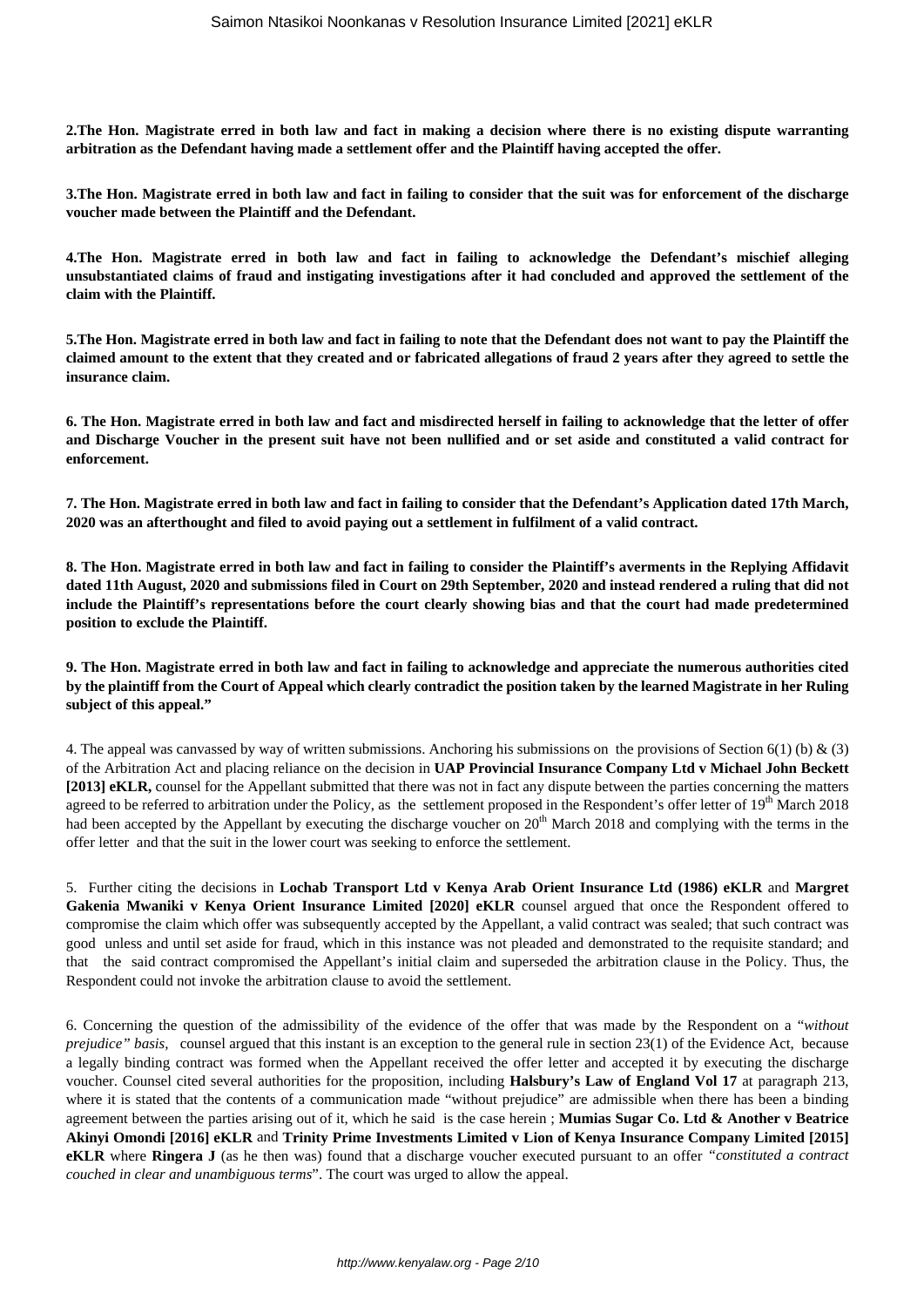**2.The Hon. Magistrate erred in both law and fact in making a decision where there is no existing dispute warranting arbitration as the Defendant having made a settlement offer and the Plaintiff having accepted the offer.**

**3.The Hon. Magistrate erred in both law and fact in failing to consider that the suit was for enforcement of the discharge voucher made between the Plaintiff and the Defendant.**

**4.The Hon. Magistrate erred in both law and fact in failing to acknowledge the Defendant's mischief alleging unsubstantiated claims of fraud and instigating investigations after it had concluded and approved the settlement of the claim with the Plaintiff.**

**5.The Hon. Magistrate erred in both law and fact in failing to note that the Defendant does not want to pay the Plaintiff the claimed amount to the extent that they created and or fabricated allegations of fraud 2 years after they agreed to settle the insurance claim.**

**6. The Hon. Magistrate erred in both law and fact and misdirected herself in failing to acknowledge that the letter of offer and Discharge Voucher in the present suit have not been nullified and or set aside and constituted a valid contract for enforcement.**

**7. The Hon. Magistrate erred in both law and fact in failing to consider that the Defendant's Application dated 17th March, 2020 was an afterthought and filed to avoid paying out a settlement in fulfilment of a valid contract.**

**8. The Hon. Magistrate erred in both law and fact in failing to consider the Plaintiff's averments in the Replying Affidavit dated 11th August, 2020 and submissions filed in Court on 29th September, 2020 and instead rendered a ruling that did not include the Plaintiff's representations before the court clearly showing bias and that the court had made predetermined position to exclude the Plaintiff.**

**9. The Hon. Magistrate erred in both law and fact in failing to acknowledge and appreciate the numerous authorities cited by the plaintiff from the Court of Appeal which clearly contradict the position taken by the learned Magistrate in her Ruling subject of this appeal."**

4. The appeal was canvassed by way of written submissions. Anchoring his submissions on the provisions of Section 6(1) (b) & (3) of the Arbitration Act and placing reliance on the decision in **UAP Provincial Insurance Company Ltd v Michael John Beckett [2013] eKLR,** counsel for the Appellant submitted that there was not in fact any dispute between the parties concerning the matters agreed to be referred to arbitration under the Policy, as the settlement proposed in the Respondent's offer letter of 19th March 2018 had been accepted by the Appellant by executing the discharge voucher on 20th March 2018 and complying with the terms in the offer letter and that the suit in the lower court was seeking to enforce the settlement.

5. Further citing the decisions in **Lochab Transport Ltd v Kenya Arab Orient Insurance Ltd (1986) eKLR** and **Margret Gakenia Mwaniki v Kenya Orient Insurance Limited [2020] eKLR** counsel argued that once the Respondent offered to compromise the claim which offer was subsequently accepted by the Appellant, a valid contract was sealed; that such contract was good unless and until set aside for fraud, which in this instance was not pleaded and demonstrated to the requisite standard; and that the said contract compromised the Appellant's initial claim and superseded the arbitration clause in the Policy. Thus, the Respondent could not invoke the arbitration clause to avoid the settlement.

6. Concerning the question of the admissibility of the evidence of the offer that was made by the Respondent on a "*without prejudice" basis,* counsel argued that this instant is an exception to the general rule in section 23(1) of the Evidence Act, because a legally binding contract was formed when the Appellant received the offer letter and accepted it by executing the discharge voucher. Counsel cited several authorities for the proposition, including **Halsbury's Law of England Vol 17** at paragraph 213, where it is stated that the contents of a communication made "without prejudice" are admissible when there has been a binding agreement between the parties arising out of it, which he said is the case herein ; **Mumias Sugar Co. Ltd & Another v Beatrice Akinyi Omondi [2016] eKLR** and **Trinity Prime Investments Limited v Lion of Kenya Insurance Company Limited [2015] eKLR** where **Ringera J** (as he then was) found that a discharge voucher executed pursuant to an offer *"constituted a contract couched in clear and unambiguous terms*". The court was urged to allow the appeal.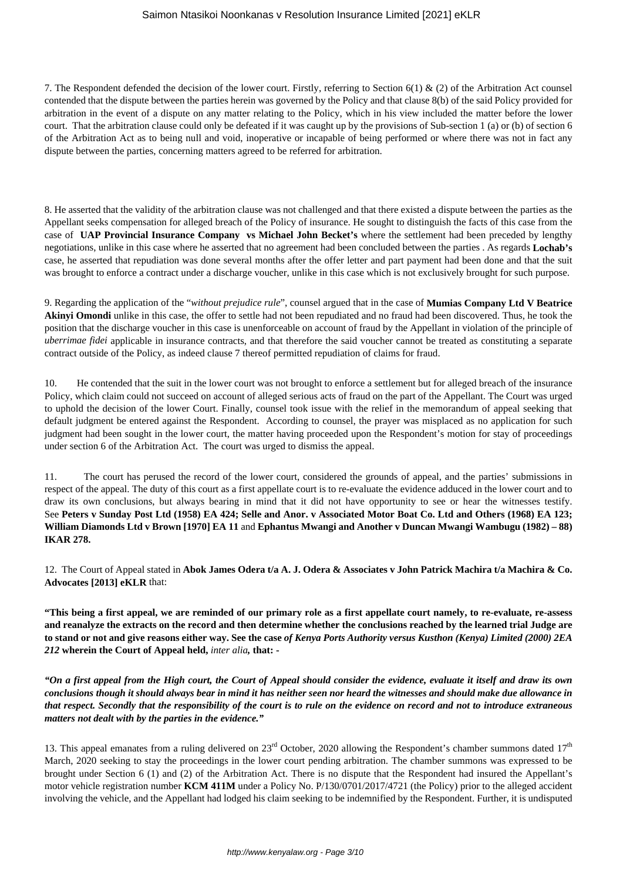7. The Respondent defended the decision of the lower court. Firstly, referring to Section 6(1) & (2) of the Arbitration Act counsel contended that the dispute between the parties herein was governed by the Policy and that clause 8(b) of the said Policy provided for arbitration in the event of a dispute on any matter relating to the Policy, which in his view included the matter before the lower court. That the arbitration clause could only be defeated if it was caught up by the provisions of Sub-section 1 (a) or (b) of section 6 of the Arbitration Act as to being null and void, inoperative or incapable of being performed or where there was not in fact any dispute between the parties, concerning matters agreed to be referred for arbitration.

8. He asserted that the validity of the arbitration clause was not challenged and that there existed a dispute between the parties as the Appellant seeks compensation for alleged breach of the Policy of insurance. He sought to distinguish the facts of this case from the case of **UAP Provincial Insurance Company vs Michael John Becket's** where the settlement had been preceded by lengthy negotiations, unlike in this case where he asserted that no agreement had been concluded between the parties . As regards **Lochab's** case, he asserted that repudiation was done several months after the offer letter and part payment had been done and that the suit was brought to enforce a contract under a discharge voucher, unlike in this case which is not exclusively brought for such purpose.

9. Regarding the application of the "*without prejudice rule*", counsel argued that in the case of **Mumias Company Ltd V Beatrice Akinyi Omondi** unlike in this case, the offer to settle had not been repudiated and no fraud had been discovered. Thus, he took the position that the discharge voucher in this case is unenforceable on account of fraud by the Appellant in violation of the principle of *uberrimae fidei* applicable in insurance contracts, and that therefore the said voucher cannot be treated as constituting a separate contract outside of the Policy, as indeed clause 7 thereof permitted repudiation of claims for fraud.

10. He contended that the suit in the lower court was not brought to enforce a settlement but for alleged breach of the insurance Policy, which claim could not succeed on account of alleged serious acts of fraud on the part of the Appellant. The Court was urged to uphold the decision of the lower Court. Finally, counsel took issue with the relief in the memorandum of appeal seeking that default judgment be entered against the Respondent. According to counsel, the prayer was misplaced as no application for such judgment had been sought in the lower court, the matter having proceeded upon the Respondent's motion for stay of proceedings under section 6 of the Arbitration Act. The court was urged to dismiss the appeal.

11. The court has perused the record of the lower court, considered the grounds of appeal, and the parties' submissions in respect of the appeal. The duty of this court as a first appellate court is to re-evaluate the evidence adduced in the lower court and to draw its own conclusions, but always bearing in mind that it did not have opportunity to see or hear the witnesses testify. See **Peters v Sunday Post Ltd (1958) EA 424; Selle and Anor. v Associated Motor Boat Co. Ltd and Others (1968) EA 123; William Diamonds Ltd v Brown [1970] EA 11** and **Ephantus Mwangi and Another v Duncan Mwangi Wambugu (1982) – 88) IKAR 278.**

12. The Court of Appeal stated in **Abok James Odera t/a A. J. Odera & Associates v John Patrick Machira t/a Machira & Co. Advocates [2013] eKLR** that:

**"This being a first appeal, we are reminded of our primary role as a first appellate court namely, to re-evaluate, re-assess and reanalyze the extracts on the record and then determine whether the conclusions reached by the learned trial Judge are to stand or not and give reasons either way. See the case *of Kenya Ports Authority versus Kusthon (Kenya) Limited (2000) 2EA 212* wherein the Court of Appeal held,** *inter alia*, **that: -**

***"On a first appeal from the High court, the Court of Appeal should consider the evidence, evaluate it itself and draw its own conclusions though it should always bear in mind it has neither seen nor heard the witnesses and should make due allowance in that respect. Secondly that the responsibility of the court is to rule on the evidence on record and not to introduce extraneous matters not dealt with by the parties in the evidence."***

13. This appeal emanates from a ruling delivered on 23rd October, 2020 allowing the Respondent's chamber summons dated 17th March, 2020 seeking to stay the proceedings in the lower court pending arbitration. The chamber summons was expressed to be brought under Section 6 (1) and (2) of the Arbitration Act. There is no dispute that the Respondent had insured the Appellant's motor vehicle registration number **KCM 411M** under a Policy No. P/130/0701/2017/4721 (the Policy) prior to the alleged accident involving the vehicle, and the Appellant had lodged his claim seeking to be indemnified by the Respondent. Further, it is undisputed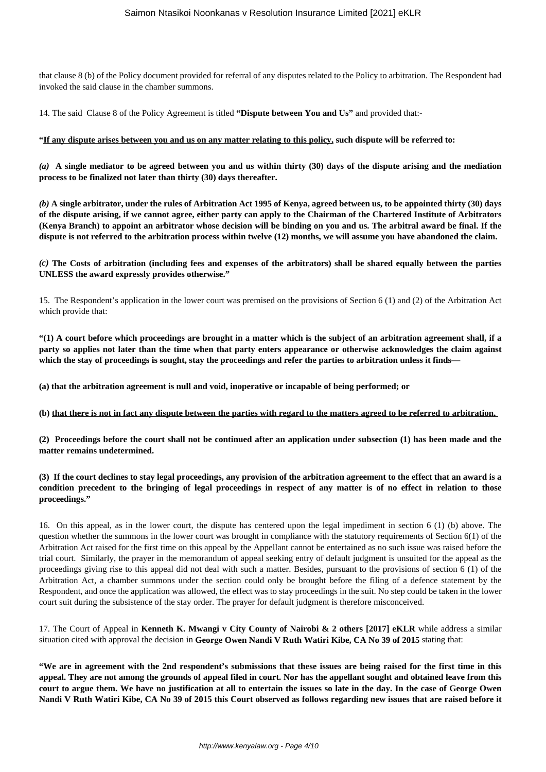that clause 8 (b) of the Policy document provided for referral of any disputes related to the Policy to arbitration. The Respondent had invoked the said clause in the chamber summons.

14. The said Clause 8 of the Policy Agreement is titled **"Dispute between You and Us"** and provided that:-

**"<u>If any dispute arises between you and us on any matter relating to this policy,</u> such dispute will be referred to:**

***(a)* A single mediator to be agreed between you and us within thirty (30) days of the dispute arising and the mediation process to be finalized not later than thirty (30) days thereafter.**

***(b)* A single arbitrator, under the rules of Arbitration Act 1995 of Kenya, agreed between us, to be appointed thirty (30) days of the dispute arising, if we cannot agree, either party can apply to the Chairman of the Chartered Institute of Arbitrators (Kenya Branch) to appoint an arbitrator whose decision will be binding on you and us. The arbitral award be final. If the dispute is not referred to the arbitration process within twelve (12) months, we will assume you have abandoned the claim.**

***(c)* The Costs of arbitration (including fees and expenses of the arbitrators) shall be shared equally between the parties UNLESS the award expressly provides otherwise."**

15. The Respondent's application in the lower court was premised on the provisions of Section 6 (1) and (2) of the Arbitration Act which provide that:

**"(1) A court before which proceedings are brought in a matter which is the subject of an arbitration agreement shall, if a party so applies not later than the time when that party enters appearance or otherwise acknowledges the claim against which the stay of proceedings is sought, stay the proceedings and refer the parties to arbitration unless it finds—**

**(a) that the arbitration agreement is null and void, inoperative or incapable of being performed; or**

**(b) <u>that there is not in fact any dispute between the parties with regard to the matters agreed to be referred to arbitration.</u>**

**(2) Proceedings before the court shall not be continued after an application under subsection (1) has been made and the matter remains undetermined.**

**(3) If the court declines to stay legal proceedings, any provision of the arbitration agreement to the effect that an award is a condition precedent to the bringing of legal proceedings in respect of any matter is of no effect in relation to those proceedings."**

16. On this appeal, as in the lower court, the dispute has centered upon the legal impediment in section 6 (1) (b) above. The question whether the summons in the lower court was brought in compliance with the statutory requirements of Section 6(1) of the Arbitration Act raised for the first time on this appeal by the Appellant cannot be entertained as no such issue was raised before the trial court. Similarly, the prayer in the memorandum of appeal seeking entry of default judgment is unsuited for the appeal as the proceedings giving rise to this appeal did not deal with such a matter. Besides, pursuant to the provisions of section 6 (1) of the Arbitration Act, a chamber summons under the section could only be brought before the filing of a defence statement by the Respondent, and once the application was allowed, the effect was to stay proceedings in the suit. No step could be taken in the lower court suit during the subsistence of the stay order. The prayer for default judgment is therefore misconceived.

17. The Court of Appeal in **Kenneth K. Mwangi v City County of Nairobi & 2 others [2017] eKLR** while address a similar situation cited with approval the decision in **George Owen Nandi V Ruth Watiri Kibe, CA No 39 of 2015** stating that:

**"We are in agreement with the 2nd respondent's submissions that these issues are being raised for the first time in this appeal. They are not among the grounds of appeal filed in court. Nor has the appellant sought and obtained leave from this court to argue them. We have no justification at all to entertain the issues so late in the day. In the case of George Owen Nandi V Ruth Watiri Kibe, CA No 39 of 2015 this Court observed as follows regarding new issues that are raised before it**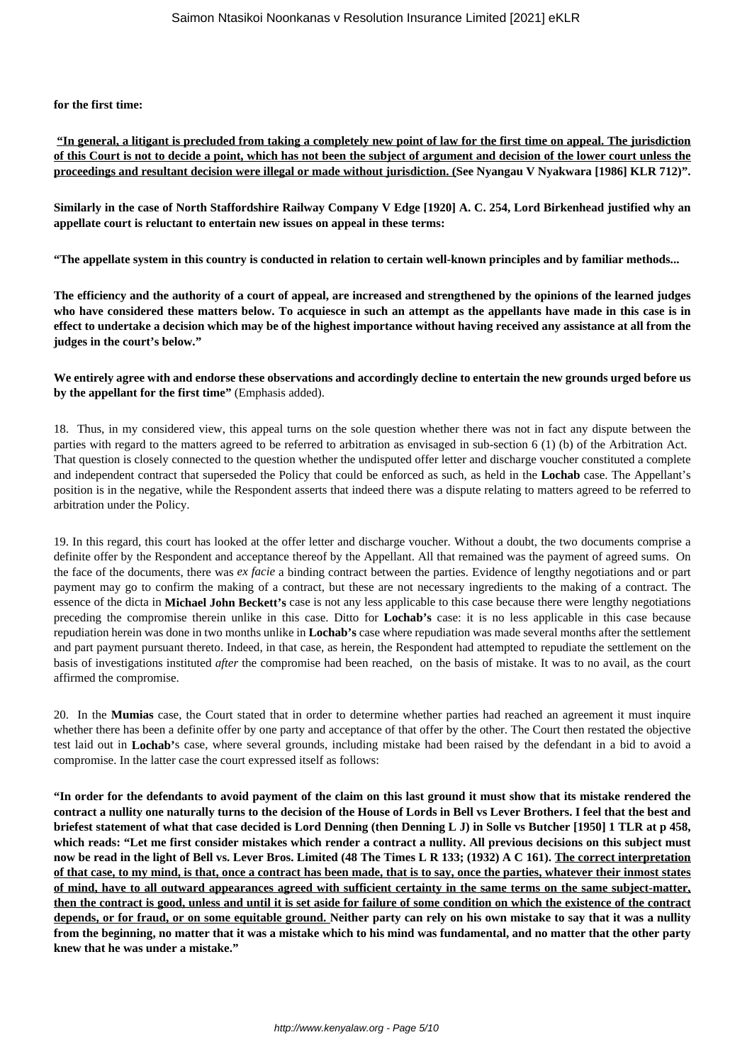**for the first time:**

**<u>"In general, a litigant is precluded from taking a completely new point of law for the first time on appeal. The jurisdiction of this Court is not to decide a point, which has not been the subject of argument and decision of the lower court unless the proceedings and resultant decision were illegal or made without jurisdiction. (</u>See Nyangau V Nyakwara [1986] KLR 712)".**

**Similarly in the case of North Staffordshire Railway Company V Edge [1920] A. C. 254, Lord Birkenhead justified why an appellate court is reluctant to entertain new issues on appeal in these terms:**

**"The appellate system in this country is conducted in relation to certain well-known principles and by familiar methods...**

**The efficiency and the authority of a court of appeal, are increased and strengthened by the opinions of the learned judges who have considered these matters below. To acquiesce in such an attempt as the appellants have made in this case is in effect to undertake a decision which may be of the highest importance without having received any assistance at all from the judges in the court's below."**

**We entirely agree with and endorse these observations and accordingly decline to entertain the new grounds urged before us by the appellant for the first time"** (Emphasis added).

18. Thus, in my considered view, this appeal turns on the sole question whether there was not in fact any dispute between the parties with regard to the matters agreed to be referred to arbitration as envisaged in sub-section 6 (1) (b) of the Arbitration Act. That question is closely connected to the question whether the undisputed offer letter and discharge voucher constituted a complete and independent contract that superseded the Policy that could be enforced as such, as held in the **Lochab** case. The Appellant's position is in the negative, while the Respondent asserts that indeed there was a dispute relating to matters agreed to be referred to arbitration under the Policy.

19. In this regard, this court has looked at the offer letter and discharge voucher. Without a doubt, the two documents comprise a definite offer by the Respondent and acceptance thereof by the Appellant. All that remained was the payment of agreed sums. On the face of the documents, there was *ex facie* a binding contract between the parties. Evidence of lengthy negotiations and or part payment may go to confirm the making of a contract, but these are not necessary ingredients to the making of a contract. The essence of the dicta in **Michael John Beckett's** case is not any less applicable to this case because there were lengthy negotiations preceding the compromise therein unlike in this case. Ditto for **Lochab's** case: it is no less applicable in this case because repudiation herein was done in two months unlike in **Lochab's** case where repudiation was made several months after the settlement and part payment pursuant thereto. Indeed, in that case, as herein, the Respondent had attempted to repudiate the settlement on the basis of investigations instituted *after* the compromise had been reached, on the basis of mistake. It was to no avail, as the court affirmed the compromise.

20. In the **Mumias** case, the Court stated that in order to determine whether parties had reached an agreement it must inquire whether there has been a definite offer by one party and acceptance of that offer by the other. The Court then restated the objective test laid out in **Lochab'**s case, where several grounds, including mistake had been raised by the defendant in a bid to avoid a compromise. In the latter case the court expressed itself as follows:

**"In order for the defendants to avoid payment of the claim on this last ground it must show that its mistake rendered the contract a nullity one naturally turns to the decision of the House of Lords in Bell vs Lever Brothers. I feel that the best and briefest statement of what that case decided is Lord Denning (then Denning L J) in Solle vs Butcher [1950] 1 TLR at p 458, which reads: "Let me first consider mistakes which render a contract a nullity. All previous decisions on this subject must now be read in the light of Bell vs. Lever Bros. Limited (48 The Times L R 133; (1932) A C 161). <u>The correct interpretation of that case, to my mind, is that, once a contract has been made, that is to say, once the parties, whatever their inmost states of mind, have to all outward appearances agreed with sufficient certainty in the same terms on the same subject-matter, then the contract is good, unless and until it is set aside for failure of some condition on which the existence of the contract depends, or for fraud, or on some equitable ground.</u> Neither party can rely on his own mistake to say that it was a nullity from the beginning, no matter that it was a mistake which to his mind was fundamental, and no matter that the other party knew that he was under a mistake."**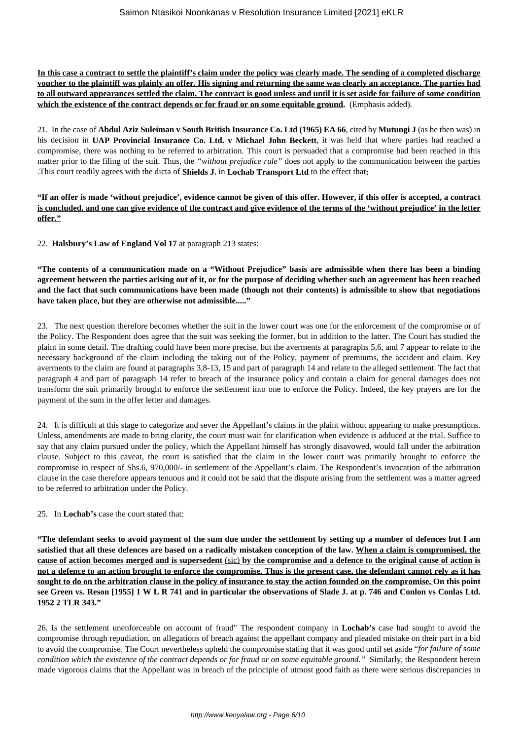**<u>In this case a contract to settle the plaintiff's claim under the policy was clearly made. The sending of a completed discharge voucher to the plaintiff was plainly an offer. His signing and returning the same was clearly an acceptance. The parties had to all outward appearances settled the claim. The contract is good unless and until it is set aside for failure of some condition which the existence of the contract depends or for fraud or on some equitable ground.</u>** (Emphasis added).

21. In the case of **Abdul Aziz Suleiman v South British Insurance Co. Ltd (1965) EA 66**, cited by **Mutungi J** (as he then was) in his decision in **UAP Provincial Insurance Co. Ltd. v Michael John Beckett**, it was held that where parties had reached a compromise, there was nothing to be referred to arbitration. This court is persuaded that a compromise had been reached in this matter prior to the filing of the suit. Thus, the *"without prejudice rule"* does not apply to the communication between the parties .This court readily agrees with the dicta of **Shields J**, in **Lochab Transport Ltd** to the effect that**:**

**"If an offer is made 'without prejudice', evidence cannot be given of this offer. <u>However, if this offer is accepted, a contract is concluded, and one can give evidence of the contract and give evidence of the terms of the 'without prejudice' in the letter offer."</u>**

22. **Halsbury's Law of England Vol 17** at paragraph 213 states:

**"The contents of a communication made on a "Without Prejudice" basis are admissible when there has been a binding agreement between the parties arising out of it, or for the purpose of deciding whether such an agreement has been reached and the fact that such communications have been made (though not their contents) is admissible to show that negotiations have taken place, but they are otherwise not admissible....."**

23. The next question therefore becomes whether the suit in the lower court was one for the enforcement of the compromise or of the Policy. The Respondent does agree that the suit was seeking the former, but in addition to the latter. The Court has studied the plaint in some detail. The drafting could have been more precise, but the averments at paragraphs 5,6, and 7 appear to relate to the necessary background of the claim including the taking out of the Policy, payment of premiums, the accident and claim. Key averments to the claim are found at paragraphs 3,8-13, 15 and part of paragraph 14 and relate to the alleged settlement. The fact that paragraph 4 and part of paragraph 14 refer to breach of the insurance policy and contain a claim for general damages does not transform the suit primarily brought to enforce the settlement into one to enforce the Policy. Indeed, the key prayers are for the payment of the sum in the offer letter and damages.

24. It is difficult at this stage to categorize and sever the Appellant's claims in the plaint without appearing to make presumptions. Unless, amendments are made to bring clarity, the court must wait for clarification when evidence is adduced at the trial. Suffice to say that any claim pursued under the policy, which the Appellant himself has strongly disavowed, would fall under the arbitration clause. Subject to this caveat, the court is satisfied that the claim in the lower court was primarily brought to enforce the compromise in respect of Shs.6, 970,000/- in settlement of the Appellant's claim. The Respondent's invocation of the arbitration clause in the case therefore appears tenuous and it could not be said that the dispute arising from the settlement was a matter agreed to be referred to arbitration under the Policy.

25. In **Lochab's** case the court stated that:

**"The defendant seeks to avoid payment of the sum due under the settlement by setting up a number of defences but I am satisfied that all these defences are based on a radically mistaken conception of the law. <u>When a claim is compromised, the cause of action becomes merged and is supersedent</u>** <u>(sic)</u> **<u>by the compromise and a defence to the original cause of action is not a defence to an action brought to enforce the compromise. Thus is the present case, the defendant cannot rely as it has sought to do on the arbitration clause in the policy of insurance to stay the action founded on the compromise.</u> On this point see Green vs. Reson [1955] 1 W L R 741 and in particular the observations of Slade J. at p. 746 and Conlon vs Conlas Ltd. 1952 2 TLR 343."**

26. Is the settlement unenforceable on account of fraud" The respondent company in **Lochab's** case had sought to avoid the compromise through repudiation, on allegations of breach against the appellant company and pleaded mistake on their part in a bid to avoid the compromise. The Court nevertheless upheld the compromise stating that it was good until set aside "*for failure of some condition which the existence of the contract depends or for fraud or on some equitable ground.*" Similarly, the Respondent herein made vigorous claims that the Appellant was in breach of the principle of utmost good faith as there were serious discrepancies in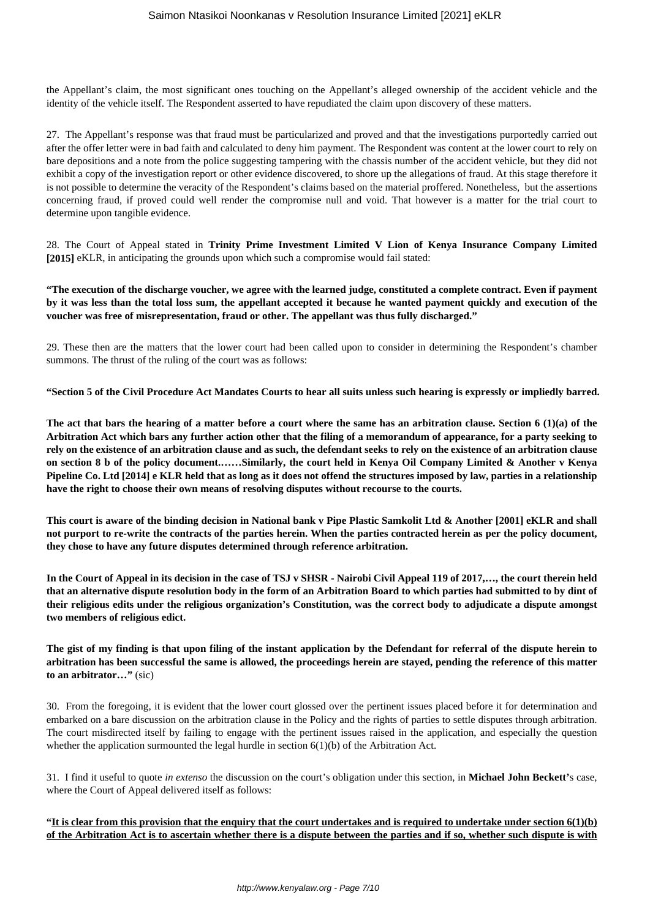the Appellant's claim, the most significant ones touching on the Appellant's alleged ownership of the accident vehicle and the identity of the vehicle itself. The Respondent asserted to have repudiated the claim upon discovery of these matters.

27. The Appellant's response was that fraud must be particularized and proved and that the investigations purportedly carried out after the offer letter were in bad faith and calculated to deny him payment. The Respondent was content at the lower court to rely on bare depositions and a note from the police suggesting tampering with the chassis number of the accident vehicle, but they did not exhibit a copy of the investigation report or other evidence discovered, to shore up the allegations of fraud. At this stage therefore it is not possible to determine the veracity of the Respondent's claims based on the material proffered. Nonetheless, but the assertions concerning fraud, if proved could well render the compromise null and void. That however is a matter for the trial court to determine upon tangible evidence.

28. The Court of Appeal stated in **Trinity Prime Investment Limited V Lion of Kenya Insurance Company Limited [2015]** eKLR, in anticipating the grounds upon which such a compromise would fail stated:

**"The execution of the discharge voucher, we agree with the learned judge, constituted a complete contract. Even if payment by it was less than the total loss sum, the appellant accepted it because he wanted payment quickly and execution of the voucher was free of misrepresentation, fraud or other. The appellant was thus fully discharged."**

29. These then are the matters that the lower court had been called upon to consider in determining the Respondent's chamber summons. The thrust of the ruling of the court was as follows:

**"Section 5 of the Civil Procedure Act Mandates Courts to hear all suits unless such hearing is expressly or impliedly barred.**

**The act that bars the hearing of a matter before a court where the same has an arbitration clause. Section 6 (1)(a) of the Arbitration Act which bars any further action other that the filing of a memorandum of appearance, for a party seeking to rely on the existence of an arbitration clause and as such, the defendant seeks to rely on the existence of an arbitration clause on section 8 b of the policy document.……Similarly, the court held in Kenya Oil Company Limited & Another v Kenya Pipeline Co. Ltd [2014] e KLR held that as long as it does not offend the structures imposed by law, parties in a relationship have the right to choose their own means of resolving disputes without recourse to the courts.**

**This court is aware of the binding decision in National bank v Pipe Plastic Samkolit Ltd & Another [2001] eKLR and shall not purport to re-write the contracts of the parties herein. When the parties contracted herein as per the policy document, they chose to have any future disputes determined through reference arbitration.**

**In the Court of Appeal in its decision in the case of TSJ v SHSR - Nairobi Civil Appeal 119 of 2017,…, the court therein held that an alternative dispute resolution body in the form of an Arbitration Board to which parties had submitted to by dint of their religious edits under the religious organization's Constitution, was the correct body to adjudicate a dispute amongst two members of religious edict.**

**The gist of my finding is that upon filing of the instant application by the Defendant for referral of the dispute herein to arbitration has been successful the same is allowed, the proceedings herein are stayed, pending the reference of this matter to an arbitrator…"** (sic)

30. From the foregoing, it is evident that the lower court glossed over the pertinent issues placed before it for determination and embarked on a bare discussion on the arbitration clause in the Policy and the rights of parties to settle disputes through arbitration. The court misdirected itself by failing to engage with the pertinent issues raised in the application, and especially the question whether the application surmounted the legal hurdle in section 6(1)(b) of the Arbitration Act.

31. I find it useful to quote *in extenso* the discussion on the court's obligation under this section, in **Michael John Beckett'**s case, where the Court of Appeal delivered itself as follows:

**"<u>It is clear from this provision that the enquiry that the court undertakes and is required to undertake under section 6(1)(b) of the Arbitration Act is to ascertain whether there is a dispute between the parties and if so, whether such dispute is with</u>**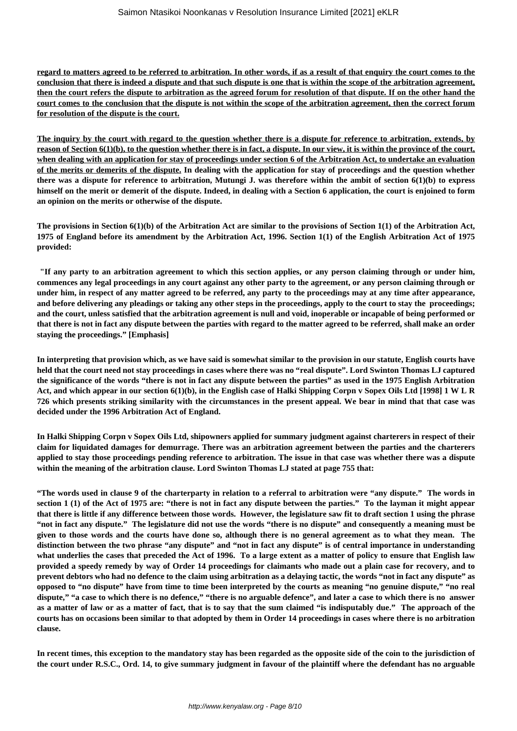**regard to matters agreed to be referred to arbitration. In other words, if as a result of that enquiry the court comes to the conclusion that there is indeed a dispute and that such dispute is one that is within the scope of the arbitration agreement, then the court refers the dispute to arbitration as the agreed forum for resolution of that dispute. If on the other hand the court comes to the conclusion that the dispute is not within the scope of the arbitration agreement, then the correct forum for resolution of the dispute is the court.**

**The inquiry by the court with regard to the question whether there is a dispute for reference to arbitration, extends, by reason of Section 6(1)(b), to the question whether there is in fact, a dispute. In our view, it is within the province of the court, when dealing with an application for stay of proceedings under section 6 of the Arbitration Act, to undertake an evaluation of the merits or demerits of the dispute. In dealing with the application for stay of proceedings and the question whether there was a dispute for reference to arbitration, Mutungi J. was therefore within the ambit of section 6(1)(b) to express himself on the merit or demerit of the dispute. Indeed, in dealing with a Section 6 application, the court is enjoined to form an opinion on the merits or otherwise of the dispute.**

**The provisions in Section 6(1)(b) of the Arbitration Act are similar to the provisions of Section 1(1) of the Arbitration Act, 1975 of England before its amendment by the Arbitration Act, 1996. Section 1(1) of the English Arbitration Act of 1975 provided:**

**"If any party to an arbitration agreement to which this section applies, or any person claiming through or under him, commences any legal proceedings in any court against any other party to the agreement, or any person claiming through or under him, in respect of any matter agreed to be referred, any party to the proceedings may at any time after appearance, and before delivering any pleadings or taking any other steps in the proceedings, apply to the court to stay the proceedings; and the court, unless satisfied that the arbitration agreement is null and void, inoperable or incapable of being performed or that there is not in fact any dispute between the parties with regard to the matter agreed to be referred, shall make an order staying the proceedings." [Emphasis]**

**In interpreting that provision which, as we have said is somewhat similar to the provision in our statute, English courts have held that the court need not stay proceedings in cases where there was no "real dispute". Lord Swinton Thomas LJ captured the significance of the words "there is not in fact any dispute between the parties" as used in the 1975 English Arbitration Act, and which appear in our section 6(1)(b), in the English case of Halki Shipping Corpn v Sopex Oils Ltd [1998] 1 W L R 726 which presents striking similarity with the circumstances in the present appeal. We bear in mind that that case was decided under the 1996 Arbitration Act of England.**

**In Halki Shipping Corpn v Sopex Oils Ltd, shipowners applied for summary judgment against charterers in respect of their claim for liquidated damages for demurrage. There was an arbitration agreement between the parties and the charterers applied to stay those proceedings pending reference to arbitration. The issue in that case was whether there was a dispute within the meaning of the arbitration clause. Lord Swinton Thomas LJ stated at page 755 that:**

**"The words used in clause 9 of the charterparty in relation to a referral to arbitration were "any dispute." The words in section 1 (1) of the Act of 1975 are: "there is not in fact any dispute between the parties." To the layman it might appear that there is little if any difference between those words. However, the legislature saw fit to draft section 1 using the phrase "not in fact any dispute." The legislature did not use the words "there is no dispute" and consequently a meaning must be given to those words and the courts have done so, although there is no general agreement as to what they mean. The distinction between the two phrase "any dispute" and "not in fact any dispute" is of central importance in understanding what underlies the cases that preceded the Act of 1996. To a large extent as a matter of policy to ensure that English law provided a speedy remedy by way of Order 14 proceedings for claimants who made out a plain case for recovery, and to prevent debtors who had no defence to the claim using arbitration as a delaying tactic, the words "not in fact any dispute" as opposed to "no dispute" have from time to time been interpreted by the courts as meaning "no genuine dispute," "no real dispute," "a case to which there is no defence," "there is no arguable defence", and later a case to which there is no answer as a matter of law or as a matter of fact, that is to say that the sum claimed "is indisputably due." The approach of the courts has on occasions been similar to that adopted by them in Order 14 proceedings in cases where there is no arbitration clause.**

**In recent times, this exception to the mandatory stay has been regarded as the opposite side of the coin to the jurisdiction of the court under R.S.C., Ord. 14, to give summary judgment in favour of the plaintiff where the defendant has no arguable**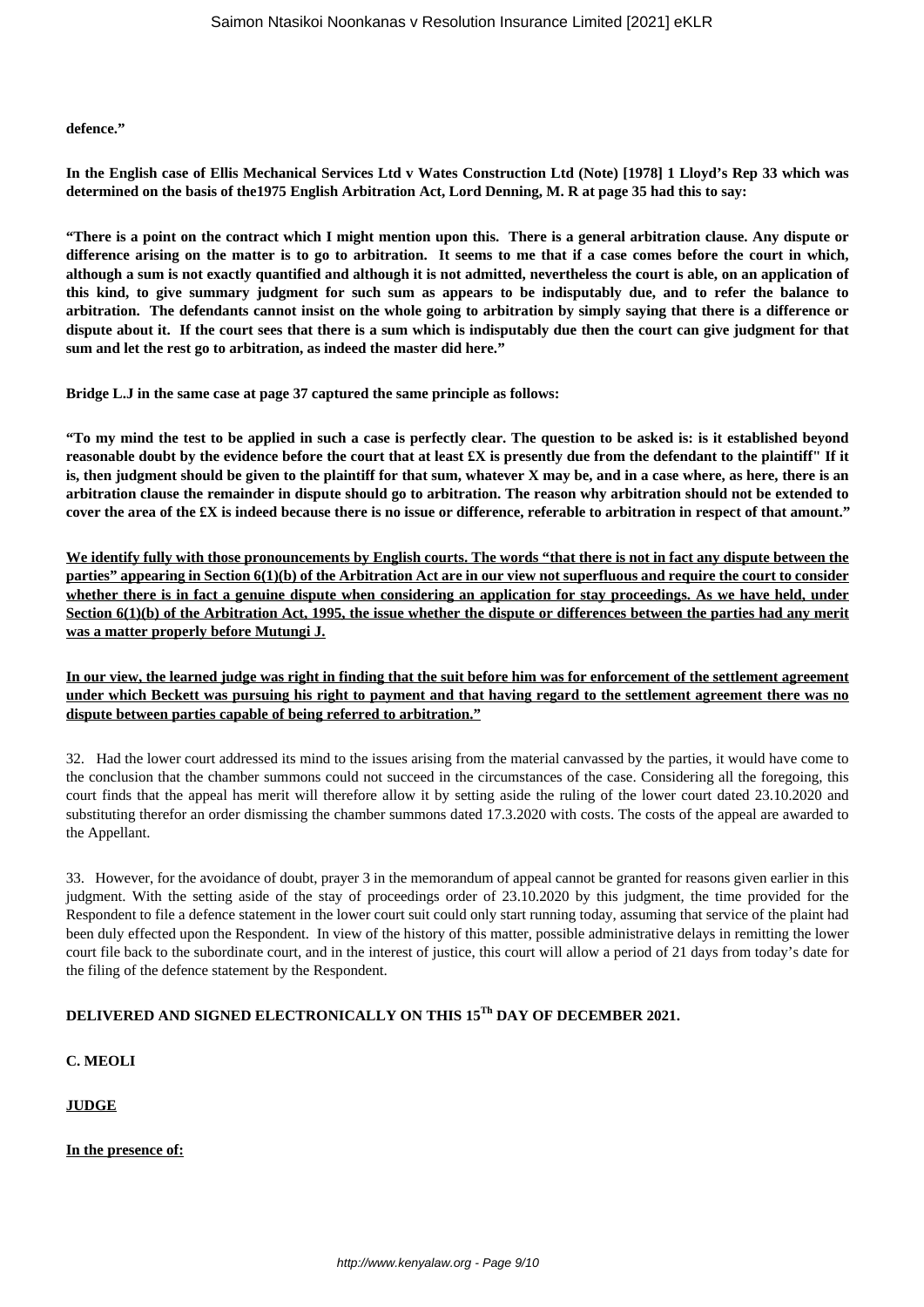**defence."**

**In the English case of Ellis Mechanical Services Ltd v Wates Construction Ltd (Note) [1978] 1 Lloyd's Rep 33 which was determined on the basis of the1975 English Arbitration Act, Lord Denning, M. R at page 35 had this to say:**

**"There is a point on the contract which I might mention upon this. There is a general arbitration clause. Any dispute or difference arising on the matter is to go to arbitration. It seems to me that if a case comes before the court in which, although a sum is not exactly quantified and although it is not admitted, nevertheless the court is able, on an application of this kind, to give summary judgment for such sum as appears to be indisputably due, and to refer the balance to arbitration. The defendants cannot insist on the whole going to arbitration by simply saying that there is a difference or dispute about it. If the court sees that there is a sum which is indisputably due then the court can give judgment for that sum and let the rest go to arbitration, as indeed the master did here."**

**Bridge L.J in the same case at page 37 captured the same principle as follows:**

**"To my mind the test to be applied in such a case is perfectly clear. The question to be asked is: is it established beyond reasonable doubt by the evidence before the court that at least £X is presently due from the defendant to the plaintiff" If it is, then judgment should be given to the plaintiff for that sum, whatever X may be, and in a case where, as here, there is an arbitration clause the remainder in dispute should go to arbitration. The reason why arbitration should not be extended to cover the area of the £X is indeed because there is no issue or difference, referable to arbitration in respect of that amount."**

<u>**We identify fully with those pronouncements by English courts. The words "that there is not in fact any dispute between the parties" appearing in Section 6(1)(b) of the Arbitration Act are in our view not superfluous and require the court to consider whether there is in fact a genuine dispute when considering an application for stay proceedings. As we have held, under Section 6(1)(b) of the Arbitration Act, 1995, the issue whether the dispute or differences between the parties had any merit was a matter properly before Mutungi J.**</u>

<u>**In our view, the learned judge was right in finding that the suit before him was for enforcement of the settlement agreement under which Beckett was pursuing his right to payment and that having regard to the settlement agreement there was no dispute between parties capable of being referred to arbitration."**</u>

32. Had the lower court addressed its mind to the issues arising from the material canvassed by the parties, it would have come to the conclusion that the chamber summons could not succeed in the circumstances of the case. Considering all the foregoing, this court finds that the appeal has merit will therefore allow it by setting aside the ruling of the lower court dated 23.10.2020 and substituting therefor an order dismissing the chamber summons dated 17.3.2020 with costs. The costs of the appeal are awarded to the Appellant.

33. However, for the avoidance of doubt, prayer 3 in the memorandum of appeal cannot be granted for reasons given earlier in this judgment. With the setting aside of the stay of proceedings order of 23.10.2020 by this judgment, the time provided for the Respondent to file a defence statement in the lower court suit could only start running today, assuming that service of the plaint had been duly effected upon the Respondent. In view of the history of this matter, possible administrative delays in remitting the lower court file back to the subordinate court, and in the interest of justice, this court will allow a period of 21 days from today's date for the filing of the defence statement by the Respondent.

**DELIVERED AND SIGNED ELECTRONICALLY ON THIS 15Th DAY OF DECEMBER 2021.**

**C. MEOLI**

<u>**JUDGE**</u>

<u>**In the presence of:**</u>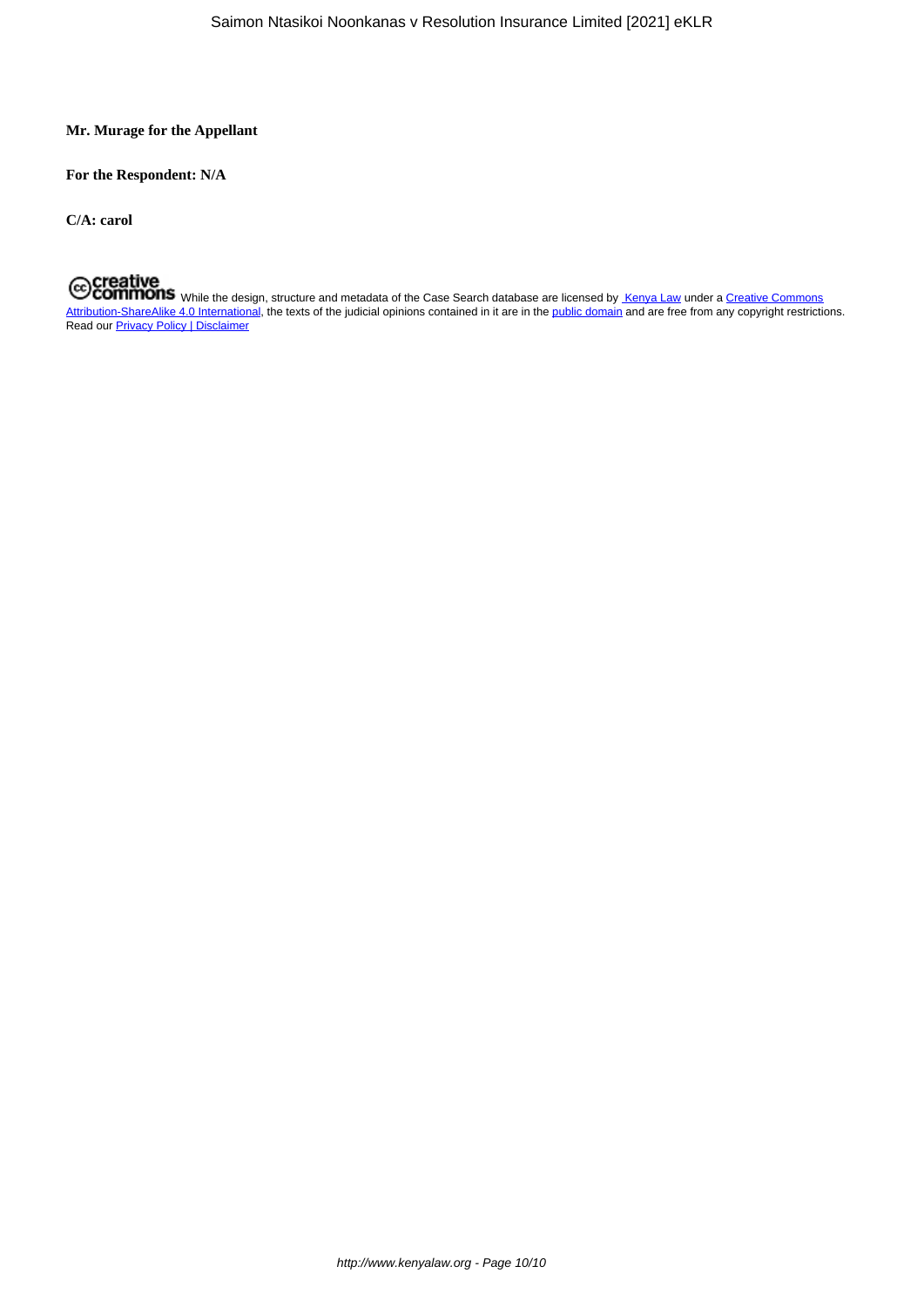**Mr. Murage for the Appellant**

**For the Respondent: N/A**

**C/A: carol**

While the design, structure and metadata of the Case Search database are licensed by Kenya Law under a Creative Commons Attribution-ShareAlike 4.0 International, the texts of the judicial opinions contained in it are in the public domain and are free from any copyright restrictions. Read our Privacy Policy | Disclaimer